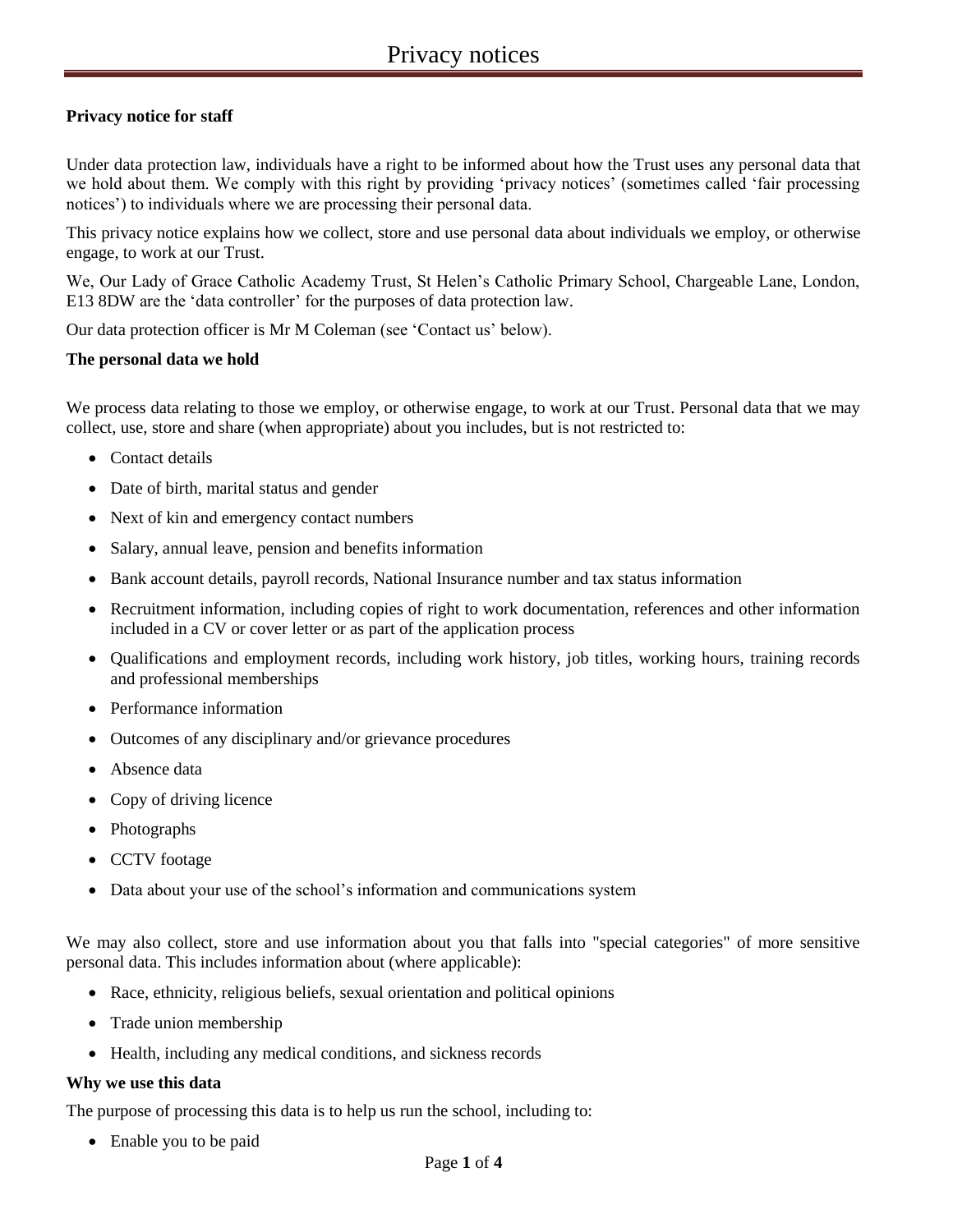# Privacy notices

**Privacy notice for staff**

Under data protection law, individuals have a right to be informed about how the Trust uses any personal data that we hold about them. We comply with this right by providing 'privacy notices' (sometimes called 'fair processing notices') to individuals where we are processing their personal data.

This privacy notice explains how we collect, store and use personal data about individuals we employ, or otherwise engage, to work at our Trust.

We, Our Lady of Grace Catholic Academy Trust, St Helen's Catholic Primary School, Chargeable Lane, London, E13 8DW are the 'data controller' for the purposes of data protection law.

Our data protection officer is Mr M Coleman (see 'Contact us' below).

**The personal data we hold**

We process data relating to those we employ, or otherwise engage, to work at our Trust. Personal data that we may collect, use, store and share (when appropriate) about you includes, but is not restricted to:

- Contact details
- Date of birth, marital status and gender
- Next of kin and emergency contact numbers
- Salary, annual leave, pension and benefits information
- Bank account details, payroll records, National Insurance number and tax status information
- Recruitment information, including copies of right to work documentation, references and other information included in a CV or cover letter or as part of the application process
- Qualifications and employment records, including work history, job titles, working hours, training records and professional memberships
- Performance information
- Outcomes of any disciplinary and/or grievance procedures
- Absence data
- Copy of driving licence
- Photographs
- CCTV footage
- Data about your use of the school's information and communications system

We may also collect, store and use information about you that falls into "special categories" of more sensitive personal data. This includes information about (where applicable):

- Race, ethnicity, religious beliefs, sexual orientation and political opinions
- Trade union membership
- Health, including any medical conditions, and sickness records

**Why we use this data**

The purpose of processing this data is to help us run the school, including to:

- Enable you to be paid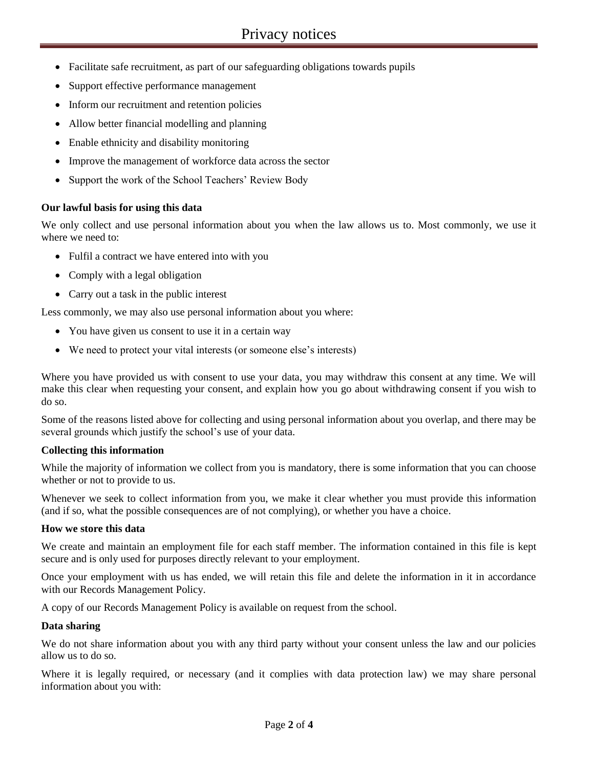- Facilitate safe recruitment, as part of our safeguarding obligations towards pupils
- Support effective performance management
- Inform our recruitment and retention policies
- Allow better financial modelling and planning
- Enable ethnicity and disability monitoring
- Improve the management of workforce data across the sector
- Support the work of the School Teachers' Review Body

**Our lawful basis for using this data**

We only collect and use personal information about you when the law allows us to. Most commonly, we use it where we need to:

- Fulfil a contract we have entered into with you
- Comply with a legal obligation
- Carry out a task in the public interest

Less commonly, we may also use personal information about you where:

- You have given us consent to use it in a certain way
- We need to protect your vital interests (or someone else's interests)

Where you have provided us with consent to use your data, you may withdraw this consent at any time. We will make this clear when requesting your consent, and explain how you go about withdrawing consent if you wish to do so.

Some of the reasons listed above for collecting and using personal information about you overlap, and there may be several grounds which justify the school's use of your data.

**Collecting this information**

While the majority of information we collect from you is mandatory, there is some information that you can choose whether or not to provide to us.

Whenever we seek to collect information from you, we make it clear whether you must provide this information (and if so, what the possible consequences are of not complying), or whether you have a choice.

**How we store this data**

We create and maintain an employment file for each staff member. The information contained in this file is kept secure and is only used for purposes directly relevant to your employment.

Once your employment with us has ended, we will retain this file and delete the information in it in accordance with our Records Management Policy.

A copy of our Records Management Policy is available on request from the school.

**Data sharing**

We do not share information about you with any third party without your consent unless the law and our policies allow us to do so.

Where it is legally required, or necessary (and it complies with data protection law) we may share personal information about you with: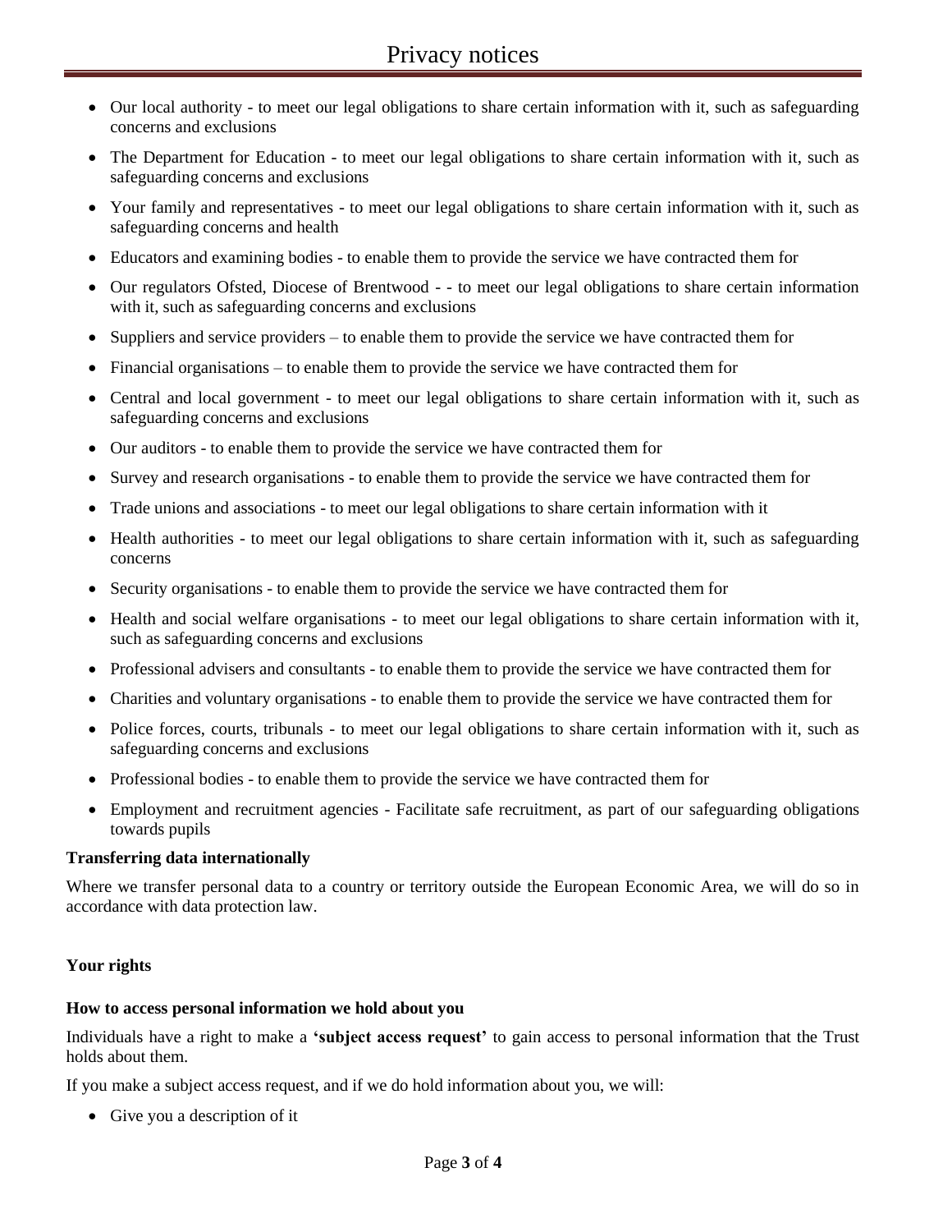- Our local authority - to meet our legal obligations to share certain information with it, such as safeguarding concerns and exclusions
- The Department for Education - to meet our legal obligations to share certain information with it, such as safeguarding concerns and exclusions
- Your family and representatives - to meet our legal obligations to share certain information with it, such as safeguarding concerns and health
- Educators and examining bodies - to enable them to provide the service we have contracted them for
- Our regulators Ofsted, Diocese of Brentwood - - to meet our legal obligations to share certain information with it, such as safeguarding concerns and exclusions
- Suppliers and service providers – to enable them to provide the service we have contracted them for
- Financial organisations – to enable them to provide the service we have contracted them for
- Central and local government - to meet our legal obligations to share certain information with it, such as safeguarding concerns and exclusions
- Our auditors - to enable them to provide the service we have contracted them for
- Survey and research organisations - to enable them to provide the service we have contracted them for
- Trade unions and associations - to meet our legal obligations to share certain information with it
- Health authorities - to meet our legal obligations to share certain information with it, such as safeguarding concerns
- Security organisations - to enable them to provide the service we have contracted them for
- Health and social welfare organisations - to meet our legal obligations to share certain information with it, such as safeguarding concerns and exclusions
- Professional advisers and consultants - to enable them to provide the service we have contracted them for
- Charities and voluntary organisations - to enable them to provide the service we have contracted them for
- Police forces, courts, tribunals - to meet our legal obligations to share certain information with it, such as safeguarding concerns and exclusions
- Professional bodies - to enable them to provide the service we have contracted them for
- Employment and recruitment agencies - Facilitate safe recruitment, as part of our safeguarding obligations towards pupils

**Transferring data internationally**

Where we transfer personal data to a country or territory outside the European Economic Area, we will do so in accordance with data protection law.

**Your rights**

**How to access personal information we hold about you**

Individuals have a right to make a **'subject access request'** to gain access to personal information that the Trust holds about them.

If you make a subject access request, and if we do hold information about you, we will:

- Give you a description of it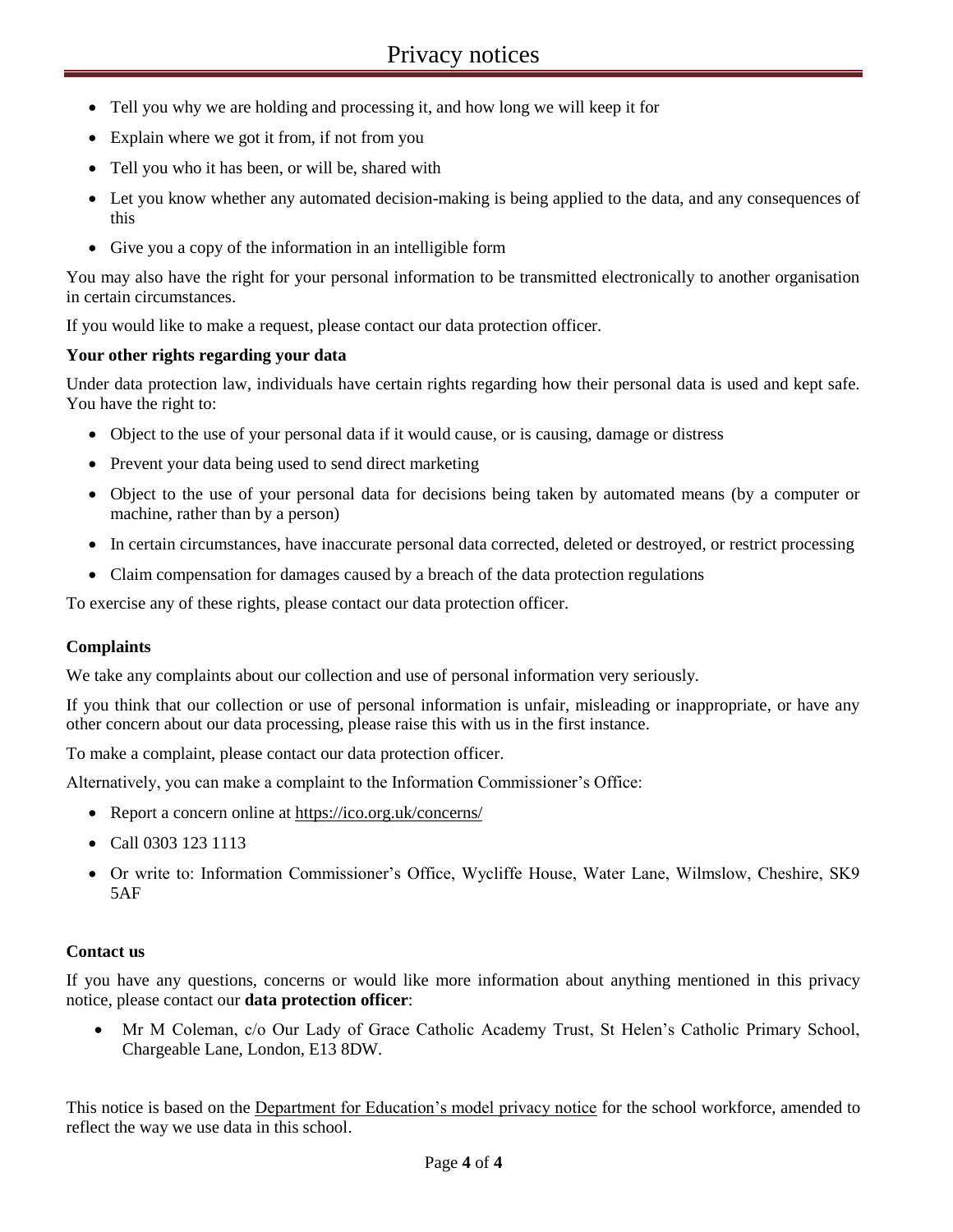- Tell you why we are holding and processing it, and how long we will keep it for
- Explain where we got it from, if not from you
- Tell you who it has been, or will be, shared with
- Let you know whether any automated decision-making is being applied to the data, and any consequences of this
- Give you a copy of the information in an intelligible form

You may also have the right for your personal information to be transmitted electronically to another organisation in certain circumstances.

If you would like to make a request, please contact our data protection officer.

**Your other rights regarding your data**

Under data protection law, individuals have certain rights regarding how their personal data is used and kept safe. You have the right to:

- Object to the use of your personal data if it would cause, or is causing, damage or distress
- Prevent your data being used to send direct marketing
- Object to the use of your personal data for decisions being taken by automated means (by a computer or machine, rather than by a person)
- In certain circumstances, have inaccurate personal data corrected, deleted or destroyed, or restrict processing
- Claim compensation for damages caused by a breach of the data protection regulations

To exercise any of these rights, please contact our data protection officer.

**Complaints**

We take any complaints about our collection and use of personal information very seriously.

If you think that our collection or use of personal information is unfair, misleading or inappropriate, or have any other concern about our data processing, please raise this with us in the first instance.

To make a complaint, please contact our data protection officer.

Alternatively, you can make a complaint to the Information Commissioner's Office:

- Report a concern online at https://ico.org.uk/concerns/
- Call 0303 123 1113
- Or write to: Information Commissioner's Office, Wycliffe House, Water Lane, Wilmslow, Cheshire, SK9 5AF

**Contact us**

If you have any questions, concerns or would like more information about anything mentioned in this privacy notice, please contact our **data protection officer**:

- Mr M Coleman, c/o Our Lady of Grace Catholic Academy Trust, St Helen's Catholic Primary School, Chargeable Lane, London, E13 8DW.

This notice is based on the Department for Education's model privacy notice for the school workforce, amended to reflect the way we use data in this school.